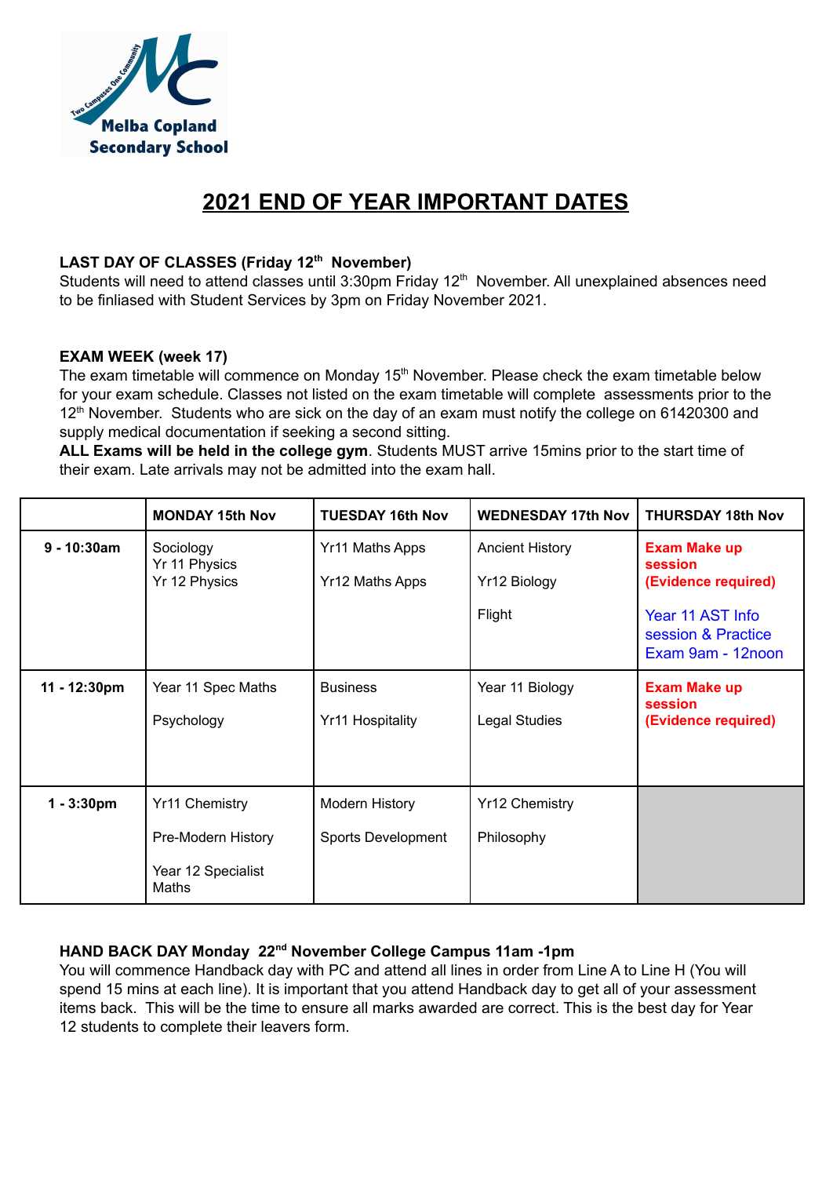Melba Copland Secondary School

# 2021 END OF YEAR IMPORTANT DATES

**LAST DAY OF CLASSES (Friday 12th November)**

Students will need to attend classes until 3:30pm Friday 12th November. All unexplained absences need to be finliased with Student Services by 3pm on Friday November 2021.

**EXAM WEEK (week 17)**

The exam timetable will commence on Monday 15th November. Please check the exam timetable below for your exam schedule. Classes not listed on the exam timetable will complete assessments prior to the 12th November. Students who are sick on the day of an exam must notify the college on 61420300 and supply medical documentation if seeking a second sitting.

**ALL Exams will be held in the college gym**. Students MUST arrive 15mins prior to the start time of their exam. Late arrivals may not be admitted into the exam hall.

| | MONDAY 15th Nov | TUESDAY 16th Nov | WEDNESDAY 17th Nov | THURSDAY 18th Nov |
|---|---|---|---|---|
| **9 - 10:30am** | Sociology<br>Yr 11 Physics<br>Yr 12 Physics | Yr11 Maths Apps<br>Yr12 Maths Apps | Ancient History<br>Yr12 Biology<br>Flight | **Exam Make up session (Evidence required)**<br>Year 11 AST Info session & Practice Exam 9am - 12noon |
| **11 - 12:30pm** | Year 11 Spec Maths<br>Psychology | Business<br>Yr11 Hospitality | Year 11 Biology<br>Legal Studies | **Exam Make up session (Evidence required)** |
| **1 - 3:30pm** | Yr11 Chemistry<br>Pre-Modern History<br>Year 12 Specialist Maths | Modern History<br>Sports Development | Yr12 Chemistry<br>Philosophy | |

**HAND BACK DAY Monday 22nd November College Campus 11am -1pm**

You will commence Handback day with PC and attend all lines in order from Line A to Line H (You will spend 15 mins at each line). It is important that you attend Handback day to get all of your assessment items back. This will be the time to ensure all marks awarded are correct. This is the best day for Year 12 students to complete their leavers form.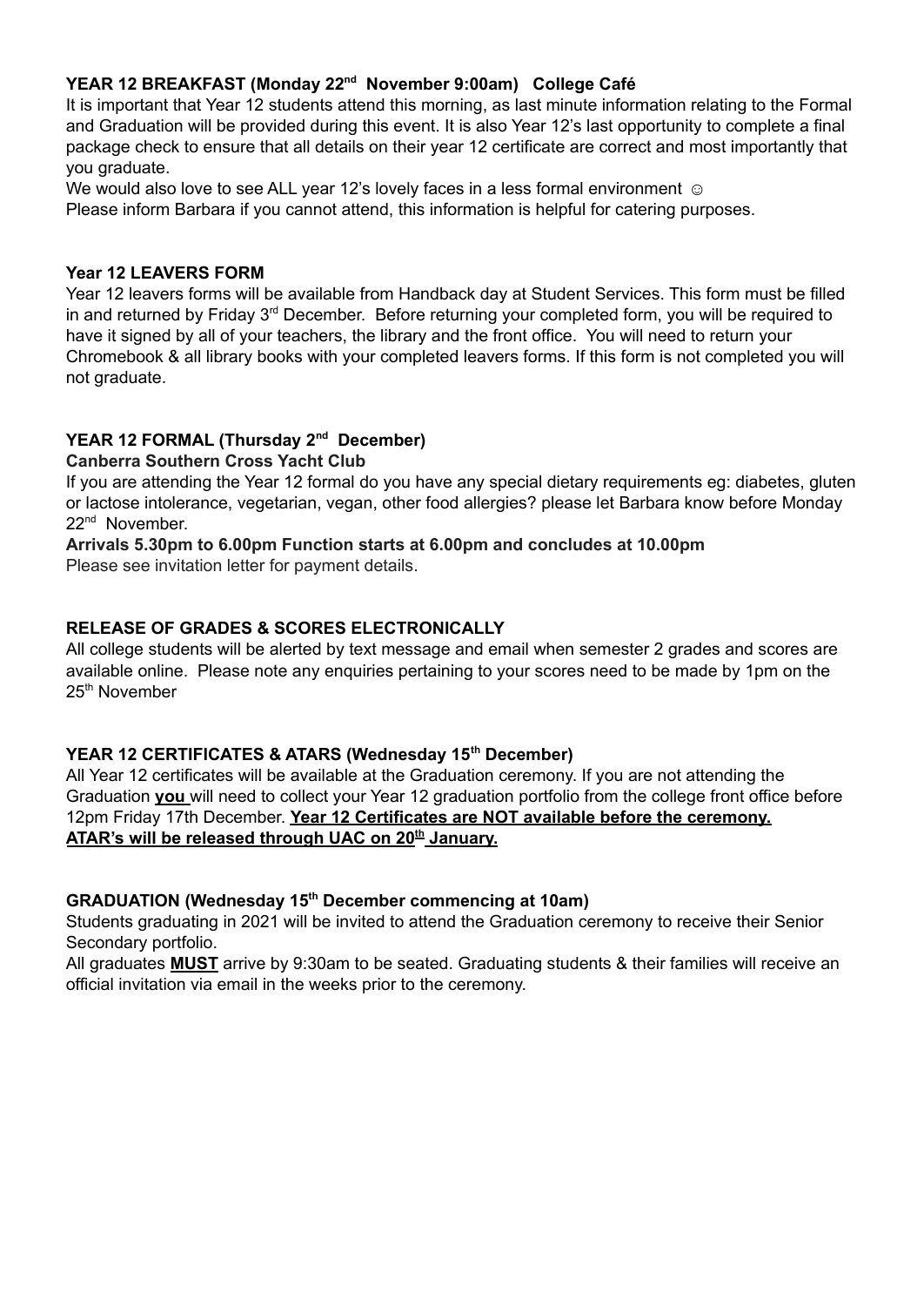### YEAR 12 BREAKFAST (Monday 22nd November 9:00am) College Café

It is important that Year 12 students attend this morning, as last minute information relating to the Formal and Graduation will be provided during this event. It is also Year 12's last opportunity to complete a final package check to ensure that all details on their year 12 certificate are correct and most importantly that you graduate.

We would also love to see ALL year 12's lovely faces in a less formal environment ☺

Please inform Barbara if you cannot attend, this information is helpful for catering purposes.

### Year 12 LEAVERS FORM

Year 12 leavers forms will be available from Handback day at Student Services. This form must be filled in and returned by Friday 3rd December. Before returning your completed form, you will be required to have it signed by all of your teachers, the library and the front office. You will need to return your Chromebook & all library books with your completed leavers forms. If this form is not completed you will not graduate.

### YEAR 12 FORMAL (Thursday 2nd December)

**Canberra Southern Cross Yacht Club**

If you are attending the Year 12 formal do you have any special dietary requirements eg: diabetes, gluten or lactose intolerance, vegetarian, vegan, other food allergies? please let Barbara know before Monday 22nd November.

**Arrivals 5.30pm to 6.00pm Function starts at 6.00pm and concludes at 10.00pm**

Please see invitation letter for payment details.

### RELEASE OF GRADES & SCORES ELECTRONICALLY

All college students will be alerted by text message and email when semester 2 grades and scores are available online. Please note any enquiries pertaining to your scores need to be made by 1pm on the 25th November

### YEAR 12 CERTIFICATES & ATARS (Wednesday 15th December)

All Year 12 certificates will be available at the Graduation ceremony. If you are not attending the Graduation **you** will need to collect your Year 12 graduation portfolio from the college front office before 12pm Friday 17th December. **Year 12 Certificates are NOT available before the ceremony.**
**ATAR's will be released through UAC on 20th January.**

### GRADUATION (Wednesday 15th December commencing at 10am)

Students graduating in 2021 will be invited to attend the Graduation ceremony to receive their Senior Secondary portfolio.

All graduates **MUST** arrive by 9:30am to be seated. Graduating students & their families will receive an official invitation via email in the weeks prior to the ceremony.